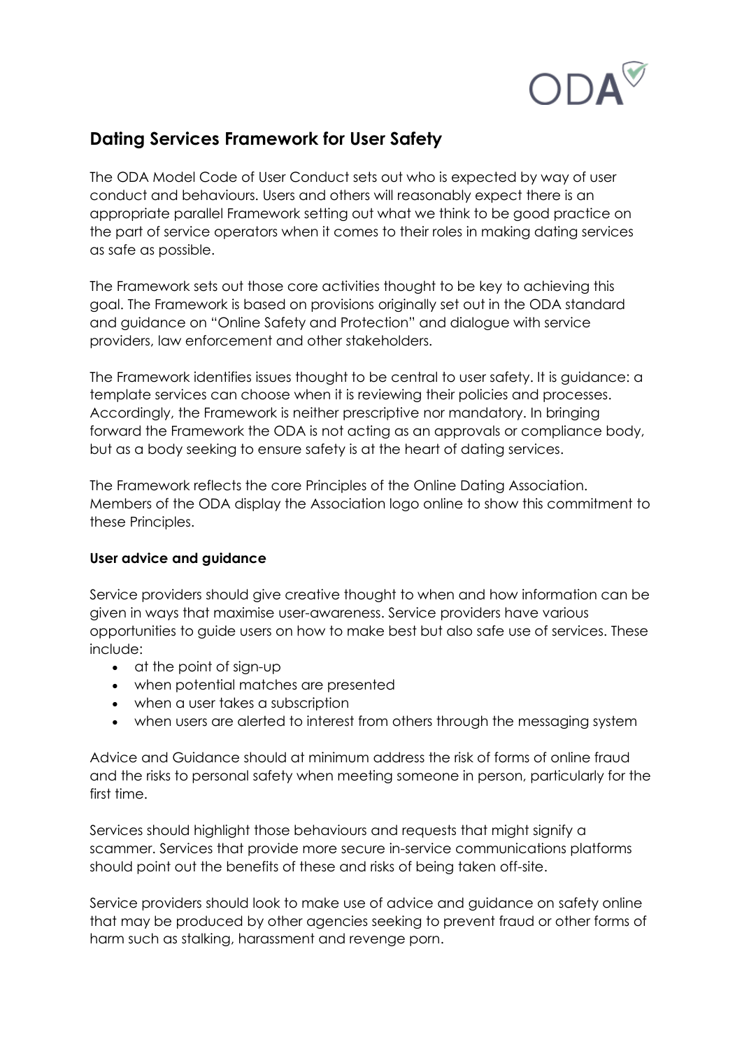# Dating Services Framework for User Safety

The ODA Model Code of User Conduct sets out who is expected by way of user conduct and behaviours. Users and others will reasonably expect there is an appropriate parallel Framework setting out what we think to be good practice on the part of service operators when it comes to their roles in making dating services as safe as possible.

The Framework sets out those core activities thought to be key to achieving this goal. The Framework is based on provisions originally set out in the ODA standard and guidance on "Online Safety and Protection" and dialogue with service providers, law enforcement and other stakeholders.

The Framework identifies issues thought to be central to user safety. It is guidance: a template services can choose when it is reviewing their policies and processes. Accordingly, the Framework is neither prescriptive nor mandatory. In bringing forward the Framework the ODA is not acting as an approvals or compliance body, but as a body seeking to ensure safety is at the heart of dating services.

The Framework reflects the core Principles of the Online Dating Association. Members of the ODA display the Association logo online to show this commitment to these Principles.

**User advice and guidance**

Service providers should give creative thought to when and how information can be given in ways that maximise user-awareness. Service providers have various opportunities to guide users on how to make best but also safe use of services. These include:

- at the point of sign-up
- when potential matches are presented
- when a user takes a subscription
- when users are alerted to interest from others through the messaging system

Advice and Guidance should at minimum address the risk of forms of online fraud and the risks to personal safety when meeting someone in person, particularly for the first time.

Services should highlight those behaviours and requests that might signify a scammer. Services that provide more secure in-service communications platforms should point out the benefits of these and risks of being taken off-site.

Service providers should look to make use of advice and guidance on safety online that may be produced by other agencies seeking to prevent fraud or other forms of harm such as stalking, harassment and revenge porn.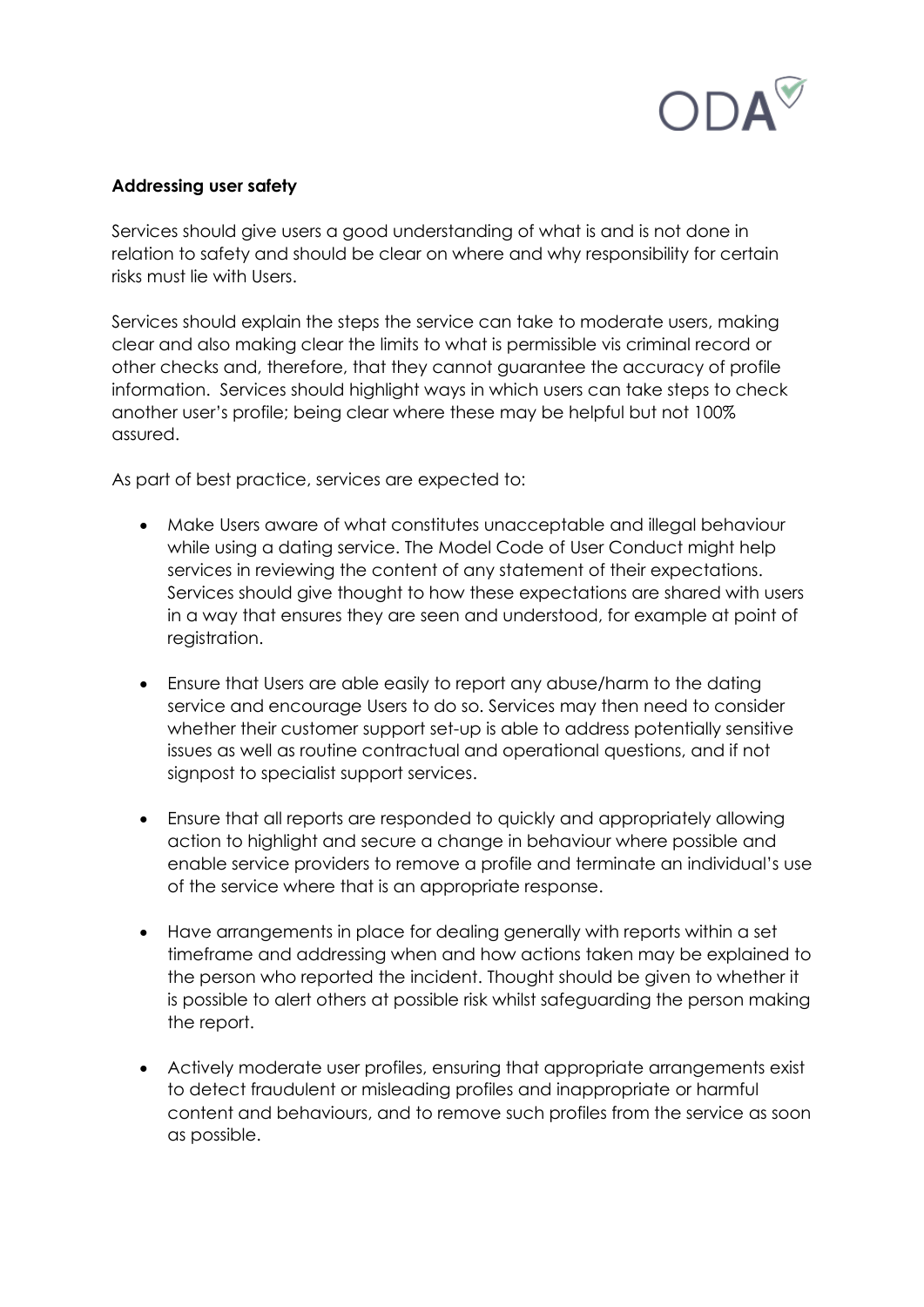**Addressing user safety**

Services should give users a good understanding of what is and is not done in relation to safety and should be clear on where and why responsibility for certain risks must lie with Users.

Services should explain the steps the service can take to moderate users, making clear and also making clear the limits to what is permissible vis criminal record or other checks and, therefore, that they cannot guarantee the accuracy of profile information. Services should highlight ways in which users can take steps to check another user's profile; being clear where these may be helpful but not 100% assured.

As part of best practice, services are expected to:

- Make Users aware of what constitutes unacceptable and illegal behaviour while using a dating service. The Model Code of User Conduct might help services in reviewing the content of any statement of their expectations. Services should give thought to how these expectations are shared with users in a way that ensures they are seen and understood, for example at point of registration.
- Ensure that Users are able easily to report any abuse/harm to the dating service and encourage Users to do so. Services may then need to consider whether their customer support set-up is able to address potentially sensitive issues as well as routine contractual and operational questions, and if not signpost to specialist support services.
- Ensure that all reports are responded to quickly and appropriately allowing action to highlight and secure a change in behaviour where possible and enable service providers to remove a profile and terminate an individual's use of the service where that is an appropriate response.
- Have arrangements in place for dealing generally with reports within a set timeframe and addressing when and how actions taken may be explained to the person who reported the incident. Thought should be given to whether it is possible to alert others at possible risk whilst safeguarding the person making the report.
- Actively moderate user profiles, ensuring that appropriate arrangements exist to detect fraudulent or misleading profiles and inappropriate or harmful content and behaviours, and to remove such profiles from the service as soon as possible.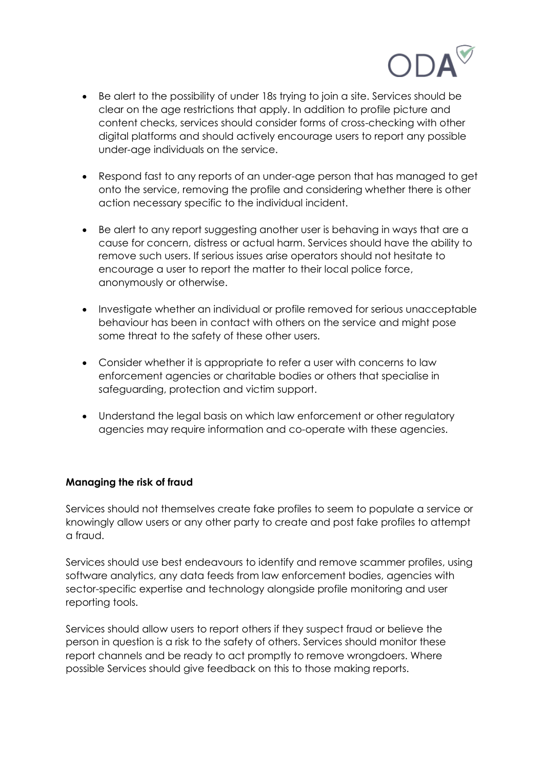- Be alert to the possibility of under 18s trying to join a site. Services should be clear on the age restrictions that apply. In addition to profile picture and content checks, services should consider forms of cross-checking with other digital platforms and should actively encourage users to report any possible under-age individuals on the service.
- Respond fast to any reports of an under-age person that has managed to get onto the service, removing the profile and considering whether there is other action necessary specific to the individual incident.
- Be alert to any report suggesting another user is behaving in ways that are a cause for concern, distress or actual harm. Services should have the ability to remove such users. If serious issues arise operators should not hesitate to encourage a user to report the matter to their local police force, anonymously or otherwise.
- Investigate whether an individual or profile removed for serious unacceptable behaviour has been in contact with others on the service and might pose some threat to the safety of these other users.
- Consider whether it is appropriate to refer a user with concerns to law enforcement agencies or charitable bodies or others that specialise in safeguarding, protection and victim support.
- Understand the legal basis on which law enforcement or other regulatory agencies may require information and co-operate with these agencies.

**Managing the risk of fraud**

Services should not themselves create fake profiles to seem to populate a service or knowingly allow users or any other party to create and post fake profiles to attempt a fraud.

Services should use best endeavours to identify and remove scammer profiles, using software analytics, any data feeds from law enforcement bodies, agencies with sector-specific expertise and technology alongside profile monitoring and user reporting tools.

Services should allow users to report others if they suspect fraud or believe the person in question is a risk to the safety of others. Services should monitor these report channels and be ready to act promptly to remove wrongdoers. Where possible Services should give feedback on this to those making reports.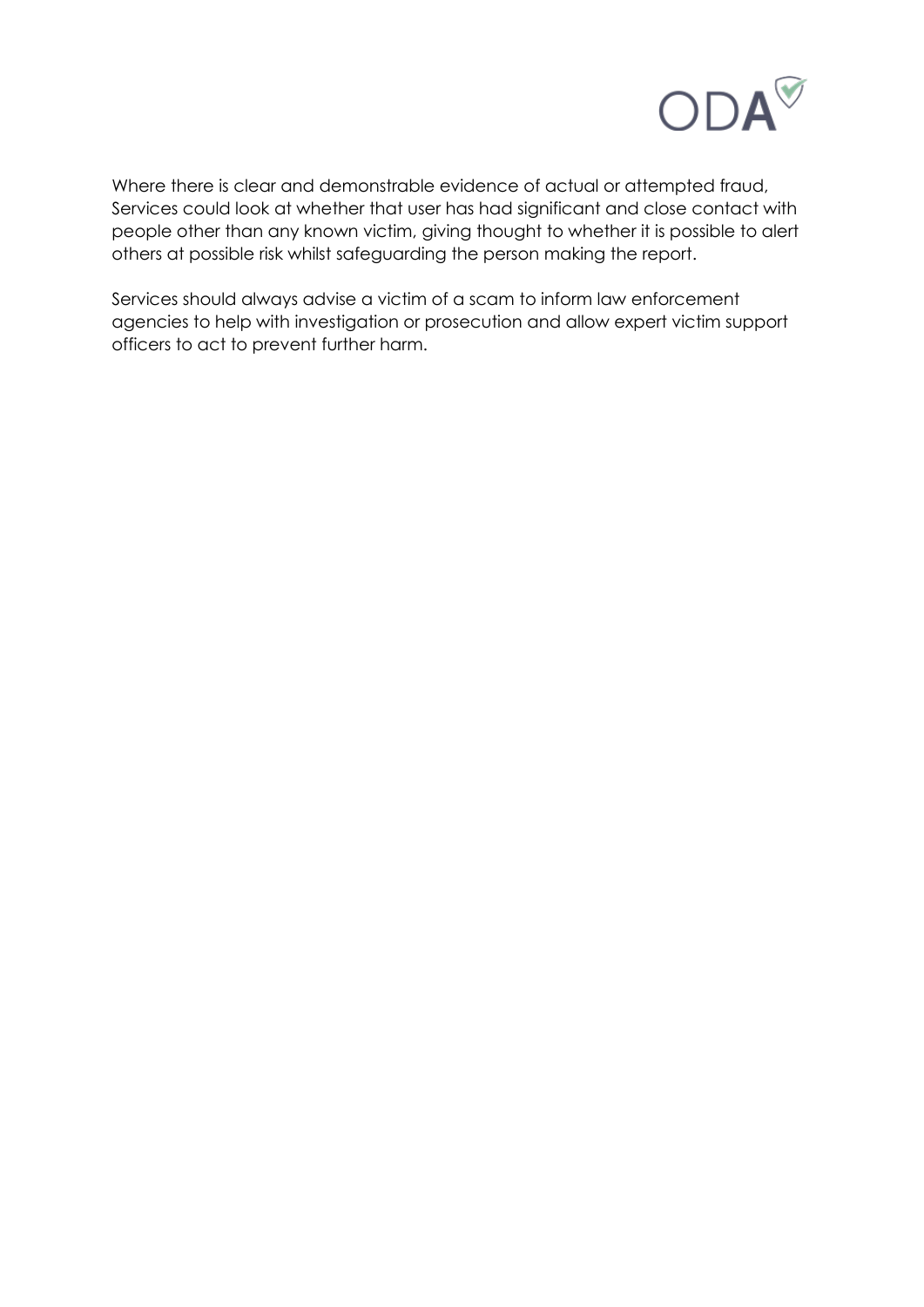Where there is clear and demonstrable evidence of actual or attempted fraud, Services could look at whether that user has had significant and close contact with people other than any known victim, giving thought to whether it is possible to alert others at possible risk whilst safeguarding the person making the report.

Services should always advise a victim of a scam to inform law enforcement agencies to help with investigation or prosecution and allow expert victim support officers to act to prevent further harm.